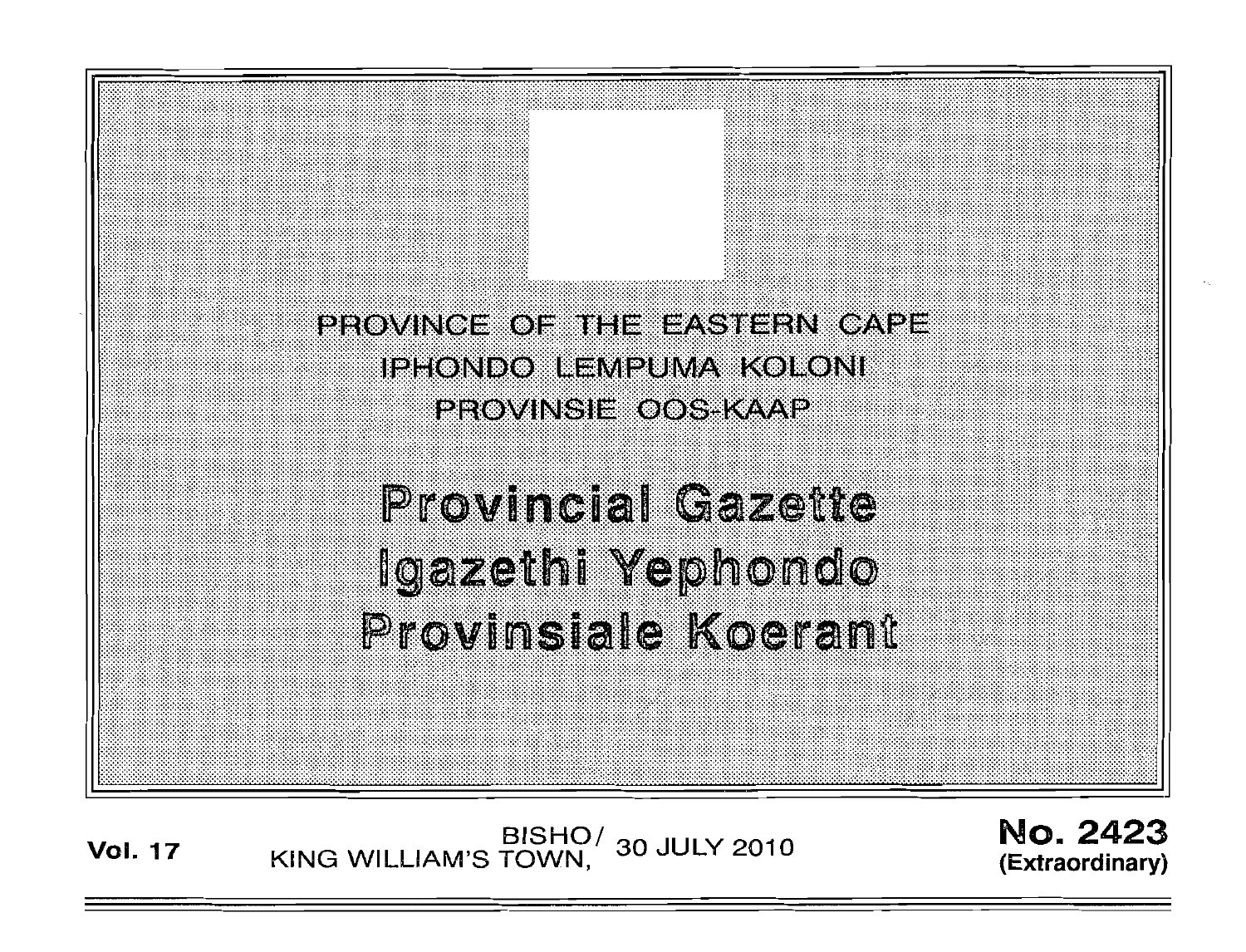PROVINCE OF THE EASTERN CAPE

IPHONDO LEMPUMA KOLONI

PROVINSIE OOS-KAAP

# Provincial Gazette

# Igazethi Yephondo

# Provinsiale Koerant

**Vol. 17** BISHO/ KING WILLIAM'S TOWN, 30 JULY 2010 **No. 2423** **(Extraordinary)**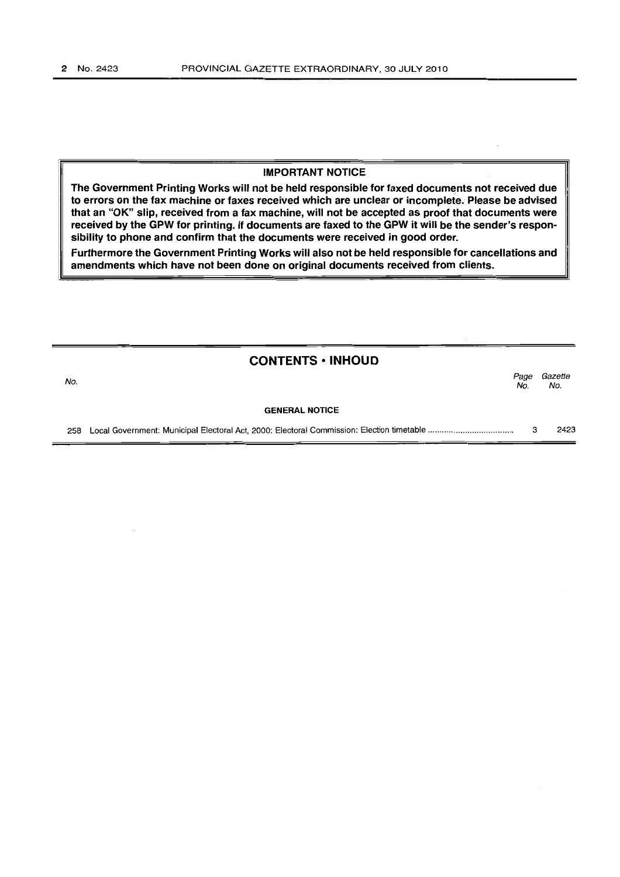**IMPORTANT NOTICE**

**The Government Printing Works will not be held responsible for faxed documents not received due to errors on the fax machine or faxes received which are unclear or incomplete. Please be advised that an "OK" slip, received from a fax machine, will not be accepted as proof that documents were received by the GPW for printing. If documents are faxed to the GPW it will be the sender's responsibility to phone and confirm that the documents were received in good order.**

**Furthermore the Government Printing Works will also not be held responsible for cancellations and amendments which have not been done on original documents received from clients.**

## CONTENTS • INHOUD

| No. | | Page No. | Gazette No. |
|---|---|---|---|
| | **GENERAL NOTICE** | | |
| 258 | Local Government: Municipal Electoral Act, 2000: Electoral Commission: Election timetable | 3 | 2423 |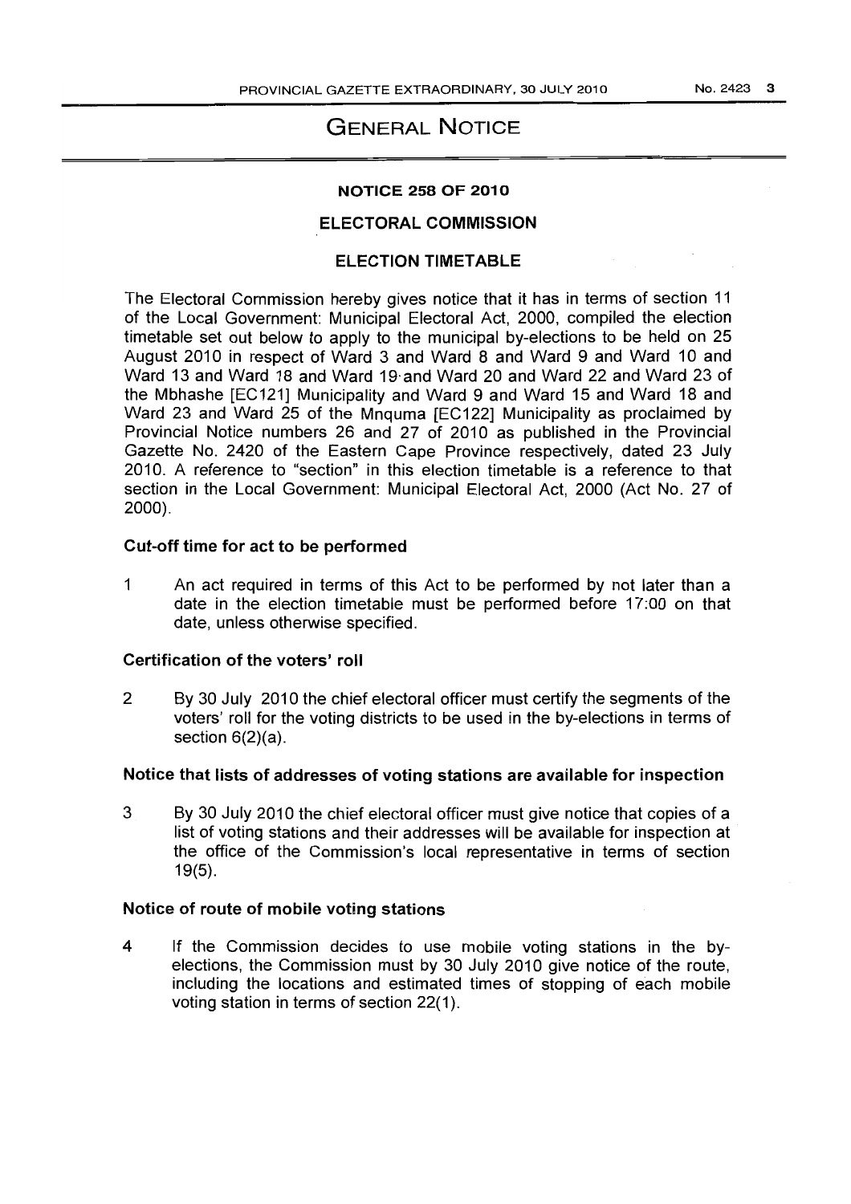# GENERAL NOTICE

## NOTICE 258 OF 2010

## ELECTORAL COMMISSION

## ELECTION TIMETABLE

The Electoral Commission hereby gives notice that it has in terms of section 11 of the Local Government: Municipal Electoral Act, 2000, compiled the election timetable set out below to apply to the municipal by-elections to be held on 25 August 2010 in respect of Ward 3 and Ward 8 and Ward 9 and Ward 10 and Ward 13 and Ward 18 and Ward 19 and Ward 20 and Ward 22 and Ward 23 of the Mbhashe [EC121] Municipality and Ward 9 and Ward 15 and Ward 18 and Ward 23 and Ward 25 of the Mnquma [EC122] Municipality as proclaimed by Provincial Notice numbers 26 and 27 of 2010 as published in the Provincial Gazette No. 2420 of the Eastern Cape Province respectively, dated 23 July 2010. A reference to "section" in this election timetable is a reference to that section in the Local Government: Municipal Electoral Act, 2000 (Act No. 27 of 2000).

### Cut-off time for act to be performed

1 An act required in terms of this Act to be performed by not later than a date in the election timetable must be performed before 17:00 on that date, unless otherwise specified.

### Certification of the voters' roll

2 By 30 July 2010 the chief electoral officer must certify the segments of the voters' roll for the voting districts to be used in the by-elections in terms of section 6(2)(a).

### Notice that lists of addresses of voting stations are available for inspection

3 By 30 July 2010 the chief electoral officer must give notice that copies of a list of voting stations and their addresses will be available for inspection at the office of the Commission's local representative in terms of section 19(5).

### Notice of route of mobile voting stations

4 If the Commission decides to use mobile voting stations in the by-elections, the Commission must by 30 July 2010 give notice of the route, including the locations and estimated times of stopping of each mobile voting station in terms of section 22(1).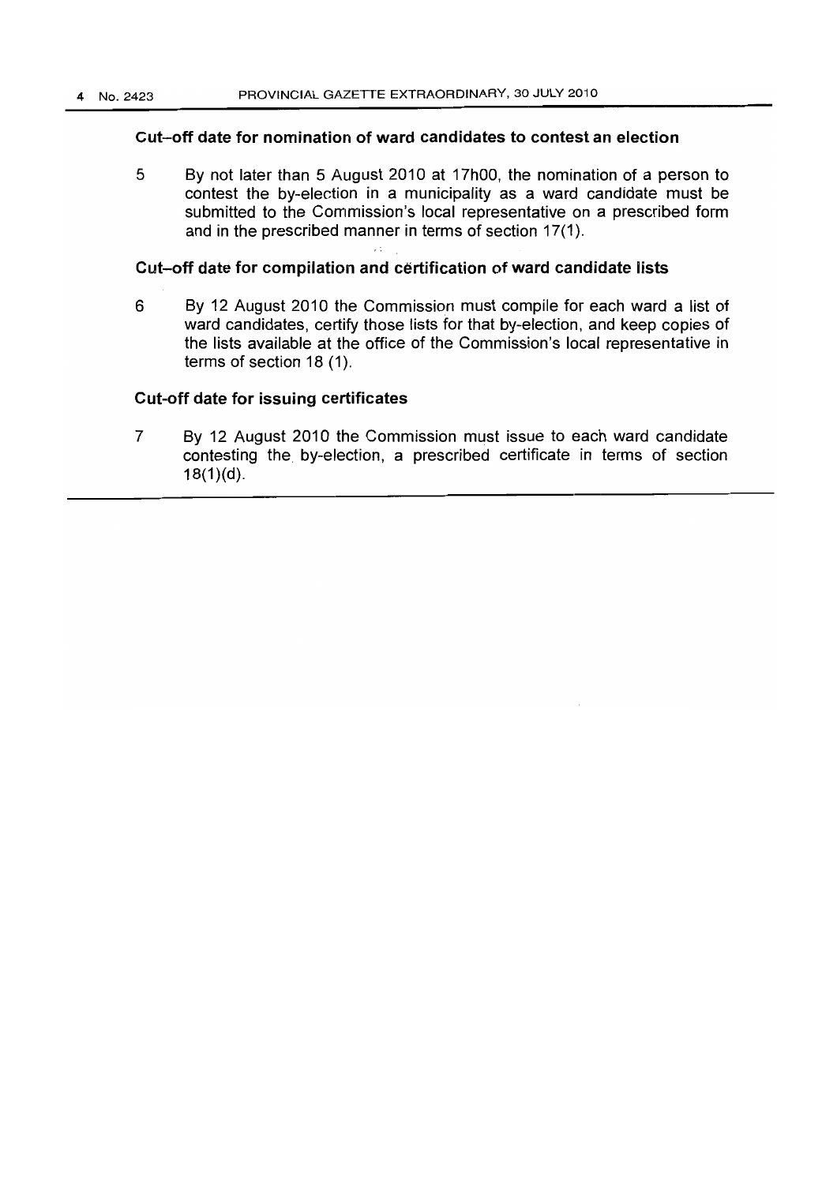### Cut–off date for nomination of ward candidates to contest an election

5 By not later than 5 August 2010 at 17h00, the nomination of a person to contest the by-election in a municipality as a ward candidate must be submitted to the Commission's local representative on a prescribed form and in the prescribed manner in terms of section 17(1).

### Cut–off date for compilation and certification of ward candidate lists

6 By 12 August 2010 the Commission must compile for each ward a list of ward candidates, certify those lists for that by-election, and keep copies of the lists available at the office of the Commission's local representative in terms of section 18 (1).

### Cut-off date for issuing certificates

7 By 12 August 2010 the Commission must issue to each ward candidate contesting the by-election, a prescribed certificate in terms of section 18(1)(d).